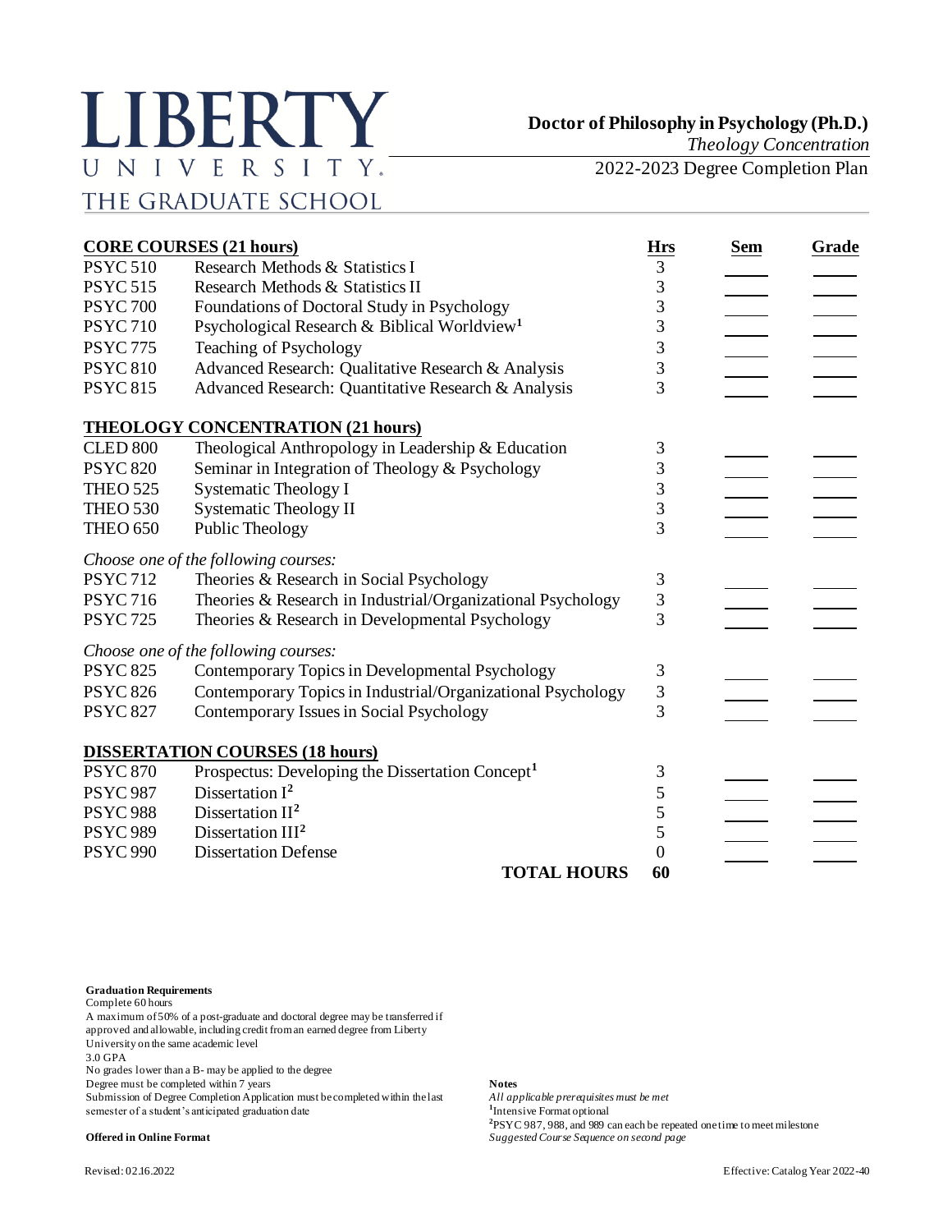# LIBERTY UNIVERSITY.

THE GRADUATE SCHOOL

**Doctor of Philosophy in Psychology (Ph.D.)**

*Theology Concentration*

2022-2023 Degree Completion Plan

| **CORE COURSES (21 hours)** | | **Hrs** | **Sem** | **Grade** |
|---|---|---|---|---|
| PSYC 510 | Research Methods & Statistics I | 3 | | |
| PSYC 515 | Research Methods & Statistics II | 3 | | |
| PSYC 700 | Foundations of Doctoral Study in Psychology | 3 | | |
| PSYC 710 | Psychological Research & Biblical Worldview[1] | 3 | | |
| PSYC 775 | Teaching of Psychology | 3 | | |
| PSYC 810 | Advanced Research: Qualitative Research & Analysis | 3 | | |
| PSYC 815 | Advanced Research: Quantitative Research & Analysis | 3 | | |
| **THEOLOGY CONCENTRATION (21 hours)** | | | | |
| CLED 800 | Theological Anthropology in Leadership & Education | 3 | | |
| PSYC 820 | Seminar in Integration of Theology & Psychology | 3 | | |
| THEO 525 | Systematic Theology I | 3 | | |
| THEO 530 | Systematic Theology II | 3 | | |
| THEO 650 | Public Theology | 3 | | |
| *Choose one of the following courses:* | | | | |
| PSYC 712 | Theories & Research in Social Psychology | 3 | | |
| PSYC 716 | Theories & Research in Industrial/Organizational Psychology | 3 | | |
| PSYC 725 | Theories & Research in Developmental Psychology | 3 | | |
| *Choose one of the following courses:* | | | | |
| PSYC 825 | Contemporary Topics in Developmental Psychology | 3 | | |
| PSYC 826 | Contemporary Topics in Industrial/Organizational Psychology | 3 | | |
| PSYC 827 | Contemporary Issues in Social Psychology | 3 | | |
| **DISSERTATION COURSES (18 hours)** | | | | |
| PSYC 870 | Prospectus: Developing the Dissertation Concept[1] | 3 | | |
| PSYC 987 | Dissertation I[2] | 5 | | |
| PSYC 988 | Dissertation II[2] | 5 | | |
| PSYC 989 | Dissertation III[2] | 5 | | |
| PSYC 990 | Dissertation Defense | 0 | | |
| | **TOTAL HOURS** | **60** | | |

**Graduation Requirements**

Complete 60 hours
A maximum of 50% of a post-graduate and doctoral degree may be transferred if approved and allowable, including credit from an earned degree from Liberty University on the same academic level
3.0 GPA
No grades lower than a B- may be applied to the degree
Degree must be completed within 7 years
Submission of Degree Completion Application must be completed within the last semester of a student's anticipated graduation date

**Offered in Online Format**

**Notes**

*All applicable prerequisites must be met*
[1]Intensive Format optional
[2]PSYC 987, 988, and 989 can each be repeated one time to meet milestone
*Suggested Course Sequence on second page*

Revised: 02.16.2022

Effective: Catalog Year 2022-40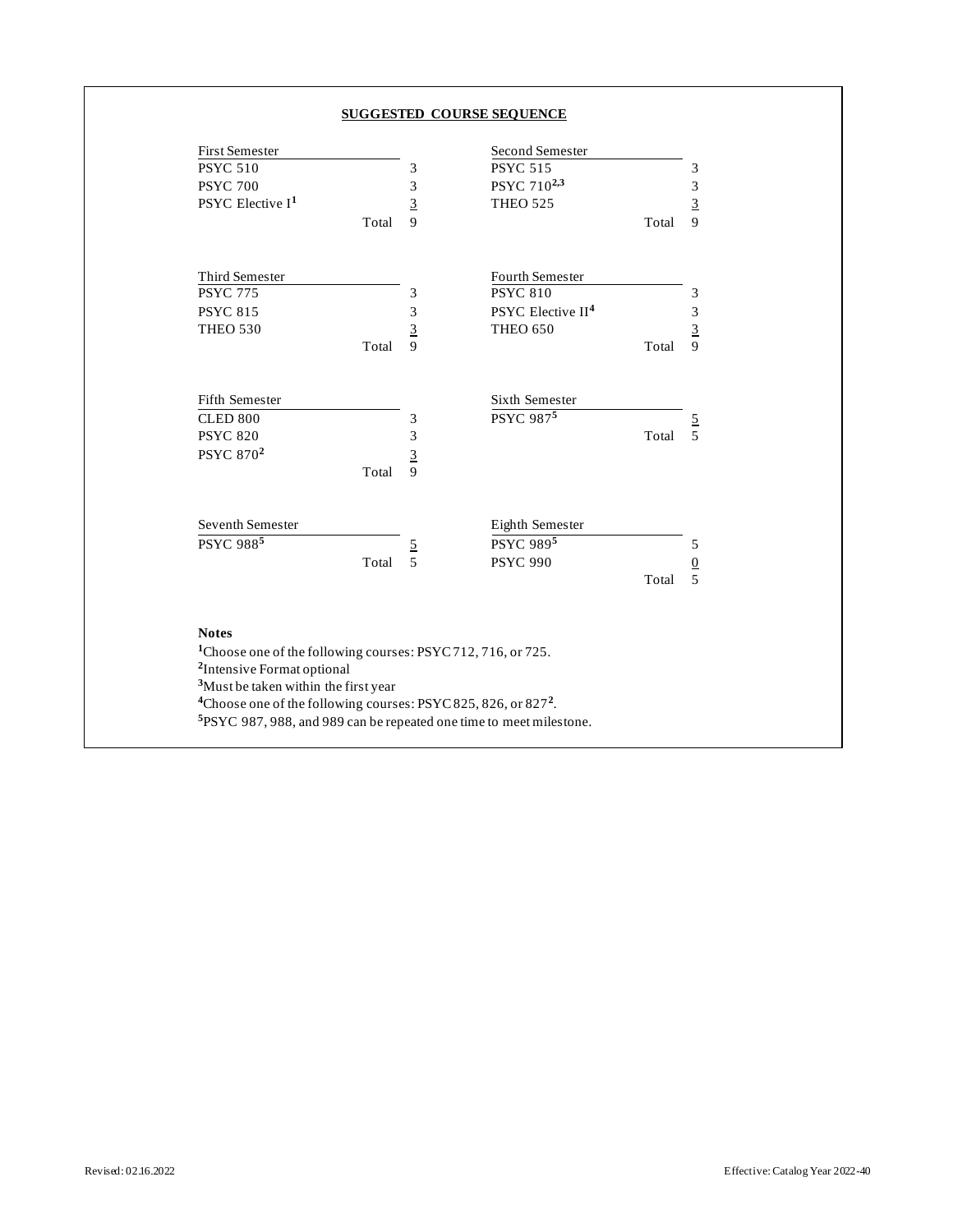## SUGGESTED COURSE SEQUENCE

| First Semester | | Second Semester | |
|---|---|---|---|
| PSYC 510 | 3 | PSYC 515 | 3 |
| PSYC 700 | 3 | PSYC 710[2,3] | 3 |
| PSYC Elective I[1] | 3 | THEO 525 | 3 |
| Total | 9 | Total | 9 |

| Third Semester | | Fourth Semester | |
|---|---|---|---|
| PSYC 775 | 3 | PSYC 810 | 3 |
| PSYC 815 | 3 | PSYC Elective II[4] | 3 |
| THEO 530 | 3 | THEO 650 | 3 |
| Total | 9 | Total | 9 |

| Fifth Semester | | Sixth Semester | |
|---|---|---|---|
| CLED 800 | 3 | PSYC 987[5] | 5 |
| PSYC 820 | 3 | Total | 5 |
| PSYC 870[2] | 3 | | |
| Total | 9 | | |

| Seventh Semester | | Eighth Semester | |
|---|---|---|---|
| PSYC 988[5] | 5 | PSYC 989[5] | 5 |
| Total | 5 | PSYC 990 | 0 |
| | | Total | 5 |

**Notes**

[1]Choose one of the following courses: PSYC 712, 716, or 725.
[2]Intensive Format optional
[3]Must be taken within the first year
[4]Choose one of the following courses: PSYC 825, 826, or 827[2].
[5]PSYC 987, 988, and 989 can be repeated one time to meet milestone.